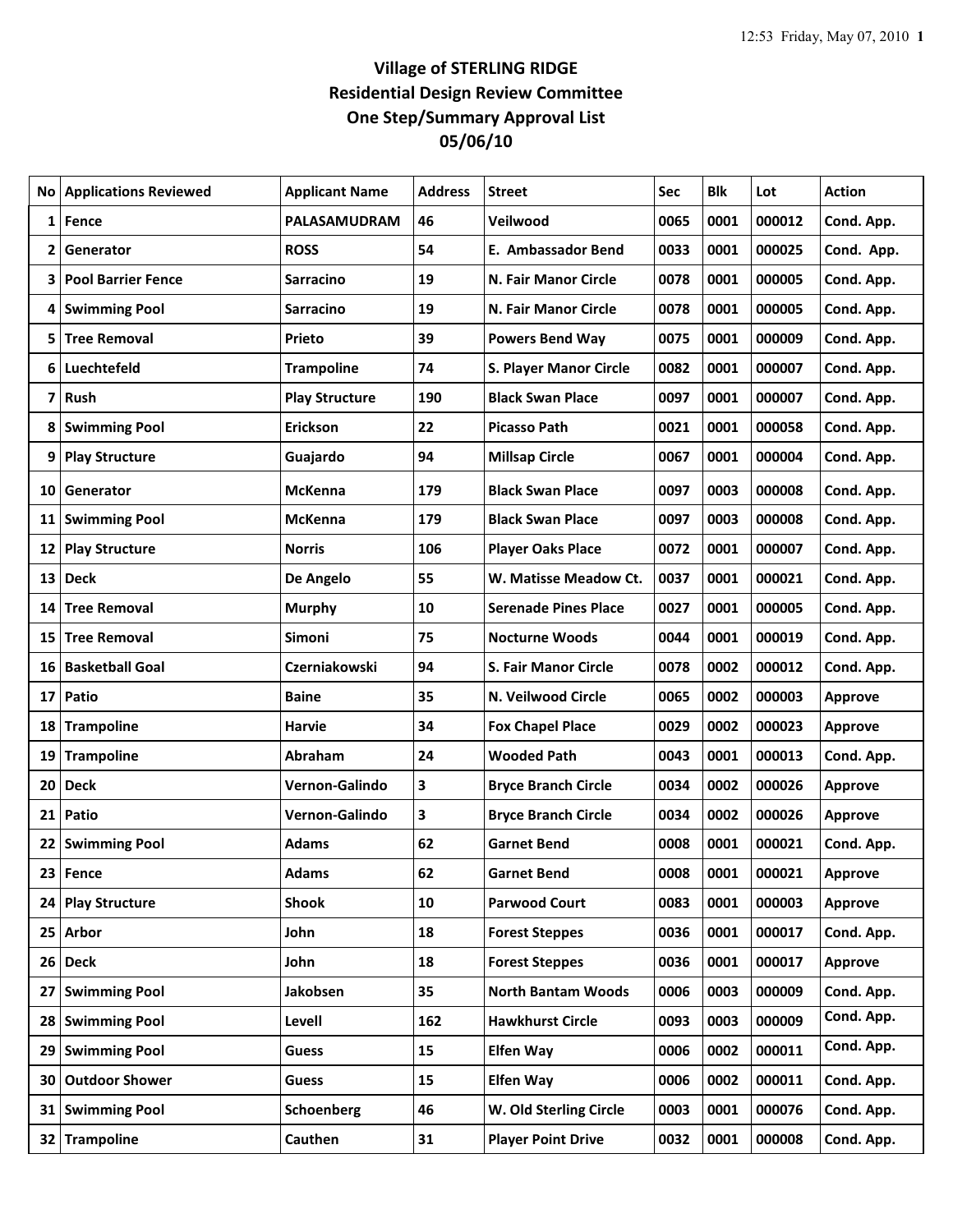# Village of STERLING RIDGE
## Residential Design Review Committee
## One Step/Summary Approval List
## 05/06/10

| No | Applications Reviewed | Applicant Name | Address | Street | Sec | Blk | Lot | Action |
|---|---|---|---|---|---|---|---|---|
| 1 | Fence | PALASAMUDRAM | 46 | Veilwood | 0065 | 0001 | 000012 | Cond. App. |
| 2 | Generator | ROSS | 54 | E. Ambassador Bend | 0033 | 0001 | 000025 | Cond. App. |
| 3 | Pool Barrier Fence | Sarracino | 19 | N. Fair Manor Circle | 0078 | 0001 | 000005 | Cond. App. |
| 4 | Swimming Pool | Sarracino | 19 | N. Fair Manor Circle | 0078 | 0001 | 000005 | Cond. App. |
| 5 | Tree Removal | Prieto | 39 | Powers Bend Way | 0075 | 0001 | 000009 | Cond. App. |
| 6 | Luechtefeld | Trampoline | 74 | S. Player Manor Circle | 0082 | 0001 | 000007 | Cond. App. |
| 7 | Rush | Play Structure | 190 | Black Swan Place | 0097 | 0001 | 000007 | Cond. App. |
| 8 | Swimming Pool | Erickson | 22 | Picasso Path | 0021 | 0001 | 000058 | Cond. App. |
| 9 | Play Structure | Guajardo | 94 | Millsap Circle | 0067 | 0001 | 000004 | Cond. App. |
| 10 | Generator | McKenna | 179 | Black Swan Place | 0097 | 0003 | 000008 | Cond. App. |
| 11 | Swimming Pool | McKenna | 179 | Black Swan Place | 0097 | 0003 | 000008 | Cond. App. |
| 12 | Play Structure | Norris | 106 | Player Oaks Place | 0072 | 0001 | 000007 | Cond. App. |
| 13 | Deck | De Angelo | 55 | W. Matisse Meadow Ct. | 0037 | 0001 | 000021 | Cond. App. |
| 14 | Tree Removal | Murphy | 10 | Serenade Pines Place | 0027 | 0001 | 000005 | Cond. App. |
| 15 | Tree Removal | Simoni | 75 | Nocturne Woods | 0044 | 0001 | 000019 | Cond. App. |
| 16 | Basketball Goal | Czerniakowski | 94 | S. Fair Manor Circle | 0078 | 0002 | 000012 | Cond. App. |
| 17 | Patio | Baine | 35 | N. Veilwood Circle | 0065 | 0002 | 000003 | Approve |
| 18 | Trampoline | Harvie | 34 | Fox Chapel Place | 0029 | 0002 | 000023 | Approve |
| 19 | Trampoline | Abraham | 24 | Wooded Path | 0043 | 0001 | 000013 | Cond. App. |
| 20 | Deck | Vernon-Galindo | 3 | Bryce Branch Circle | 0034 | 0002 | 000026 | Approve |
| 21 | Patio | Vernon-Galindo | 3 | Bryce Branch Circle | 0034 | 0002 | 000026 | Approve |
| 22 | Swimming Pool | Adams | 62 | Garnet Bend | 0008 | 0001 | 000021 | Cond. App. |
| 23 | Fence | Adams | 62 | Garnet Bend | 0008 | 0001 | 000021 | Approve |
| 24 | Play Structure | Shook | 10 | Parwood Court | 0083 | 0001 | 000003 | Approve |
| 25 | Arbor | John | 18 | Forest Steppes | 0036 | 0001 | 000017 | Cond. App. |
| 26 | Deck | John | 18 | Forest Steppes | 0036 | 0001 | 000017 | Approve |
| 27 | Swimming Pool | Jakobsen | 35 | North Bantam Woods | 0006 | 0003 | 000009 | Cond. App. |
| 28 | Swimming Pool | Levell | 162 | Hawkhurst Circle | 0093 | 0003 | 000009 | Cond. App. |
| 29 | Swimming Pool | Guess | 15 | Elfen Way | 0006 | 0002 | 000011 | Cond. App. |
| 30 | Outdoor Shower | Guess | 15 | Elfen Way | 0006 | 0002 | 000011 | Cond. App. |
| 31 | Swimming Pool | Schoenberg | 46 | W. Old Sterling Circle | 0003 | 0001 | 000076 | Cond. App. |
| 32 | Trampoline | Cauthen | 31 | Player Point Drive | 0032 | 0001 | 000008 | Cond. App. |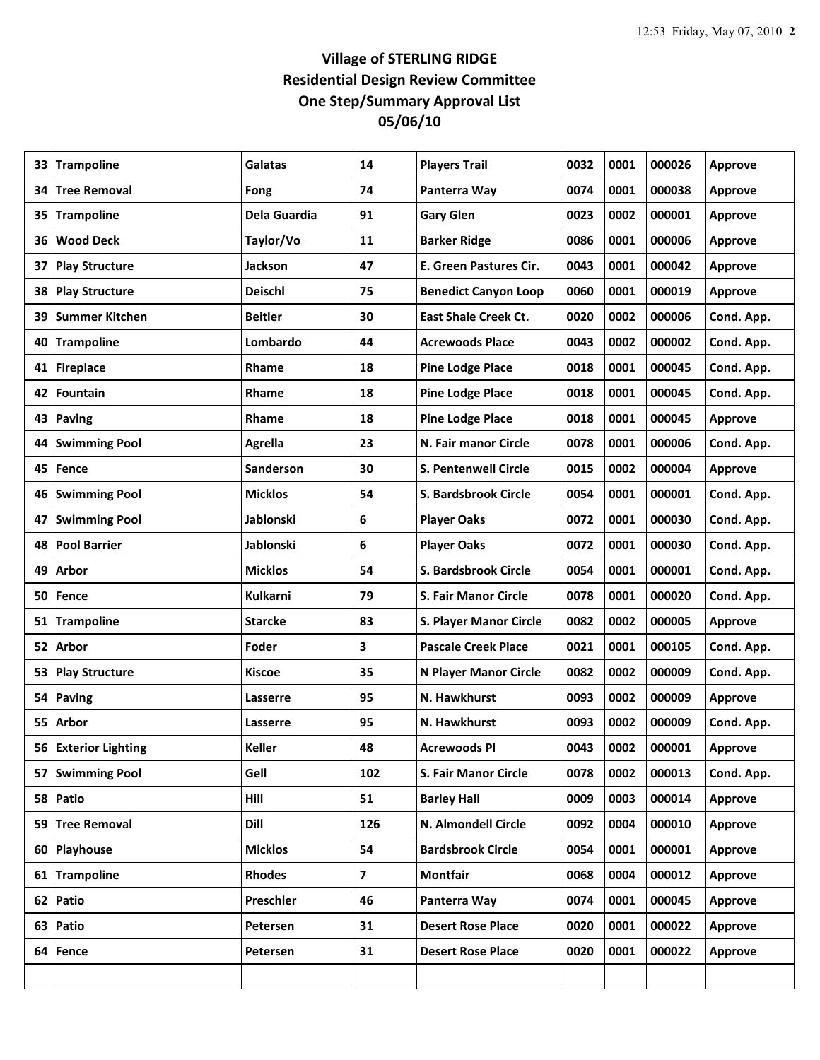# Village of STERLING RIDGE
## Residential Design Review Committee
## One Step/Summary Approval List
## 05/06/10

| | | | | | | | | |
|---|---|---|---|---|---|---|---|---|
| 33 | **Trampoline** | **Galatas** | **14** | **Players Trail** | **0032** | **0001** | **000026** | **Approve** |
| 34 | **Tree Removal** | **Fong** | **74** | **Panterra Way** | **0074** | **0001** | **000038** | **Approve** |
| 35 | **Trampoline** | **Dela Guardia** | **91** | **Gary Glen** | **0023** | **0002** | **000001** | **Approve** |
| 36 | **Wood Deck** | **Taylor/Vo** | **11** | **Barker Ridge** | **0086** | **0001** | **000006** | **Approve** |
| 37 | **Play Structure** | **Jackson** | **47** | **E. Green Pastures Cir.** | **0043** | **0001** | **000042** | **Approve** |
| 38 | **Play Structure** | **Deischl** | **75** | **Benedict Canyon Loop** | **0060** | **0001** | **000019** | **Approve** |
| 39 | **Summer Kitchen** | **Beitler** | **30** | **East Shale Creek Ct.** | **0020** | **0002** | **000006** | **Cond. App.** |
| 40 | **Trampoline** | **Lombardo** | **44** | **Acrewoods Place** | **0043** | **0002** | **000002** | **Cond. App.** |
| 41 | **Fireplace** | **Rhame** | **18** | **Pine Lodge Place** | **0018** | **0001** | **000045** | **Cond. App.** |
| 42 | **Fountain** | **Rhame** | **18** | **Pine Lodge Place** | **0018** | **0001** | **000045** | **Cond. App.** |
| 43 | **Paving** | **Rhame** | **18** | **Pine Lodge Place** | **0018** | **0001** | **000045** | **Approve** |
| 44 | **Swimming Pool** | **Agrella** | **23** | **N. Fair manor Circle** | **0078** | **0001** | **000006** | **Cond. App.** |
| 45 | **Fence** | **Sanderson** | **30** | **S. Pentenwell Circle** | **0015** | **0002** | **000004** | **Approve** |
| 46 | **Swimming Pool** | **Micklos** | **54** | **S. Bardsbrook Circle** | **0054** | **0001** | **000001** | **Cond. App.** |
| 47 | **Swimming Pool** | **Jablonski** | **6** | **Player Oaks** | **0072** | **0001** | **000030** | **Cond. App.** |
| 48 | **Pool Barrier** | **Jablonski** | **6** | **Player Oaks** | **0072** | **0001** | **000030** | **Cond. App.** |
| 49 | **Arbor** | **Micklos** | **54** | **S. Bardsbrook Circle** | **0054** | **0001** | **000001** | **Cond. App.** |
| 50 | **Fence** | **Kulkarni** | **79** | **S. Fair Manor Circle** | **0078** | **0001** | **000020** | **Cond. App.** |
| 51 | **Trampoline** | **Starcke** | **83** | **S. Player Manor Circle** | **0082** | **0002** | **000005** | **Approve** |
| 52 | **Arbor** | **Foder** | **3** | **Pascale Creek Place** | **0021** | **0001** | **000105** | **Cond. App.** |
| 53 | **Play Structure** | **Kiscoe** | **35** | **N Player Manor Circle** | **0082** | **0002** | **000009** | **Cond. App.** |
| 54 | **Paving** | **Lasserre** | **95** | **N. Hawkhurst** | **0093** | **0002** | **000009** | **Approve** |
| 55 | **Arbor** | **Lasserre** | **95** | **N. Hawkhurst** | **0093** | **0002** | **000009** | **Cond. App.** |
| 56 | **Exterior Lighting** | **Keller** | **48** | **Acrewoods Pl** | **0043** | **0002** | **000001** | **Approve** |
| 57 | **Swimming Pool** | **Gell** | **102** | **S. Fair Manor Circle** | **0078** | **0002** | **000013** | **Cond. App.** |
| 58 | **Patio** | **Hill** | **51** | **Barley Hall** | **0009** | **0003** | **000014** | **Approve** |
| 59 | **Tree Removal** | **Dill** | **126** | **N. Almondell Circle** | **0092** | **0004** | **000010** | **Approve** |
| 60 | **Playhouse** | **Micklos** | **54** | **Bardsbrook Circle** | **0054** | **0001** | **000001** | **Approve** |
| 61 | **Trampoline** | **Rhodes** | **7** | **Montfair** | **0068** | **0004** | **000012** | **Approve** |
| 62 | **Patio** | **Preschler** | **46** | **Panterra Way** | **0074** | **0001** | **000045** | **Approve** |
| 63 | **Patio** | **Petersen** | **31** | **Desert Rose Place** | **0020** | **0001** | **000022** | **Approve** |
| 64 | **Fence** | **Petersen** | **31** | **Desert Rose Place** | **0020** | **0001** | **000022** | **Approve** |
| | | | | | | | | |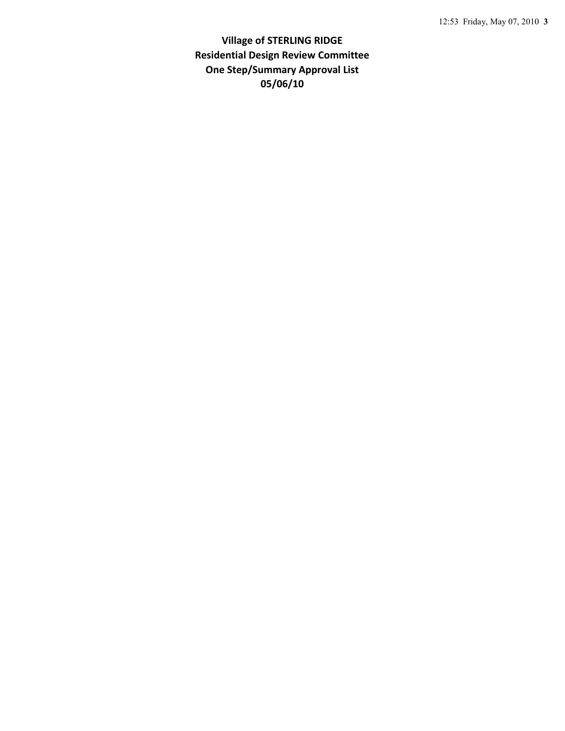**Village of STERLING RIDGE**
**Residential Design Review Committee**
**One Step/Summary Approval List**
**05/06/10**